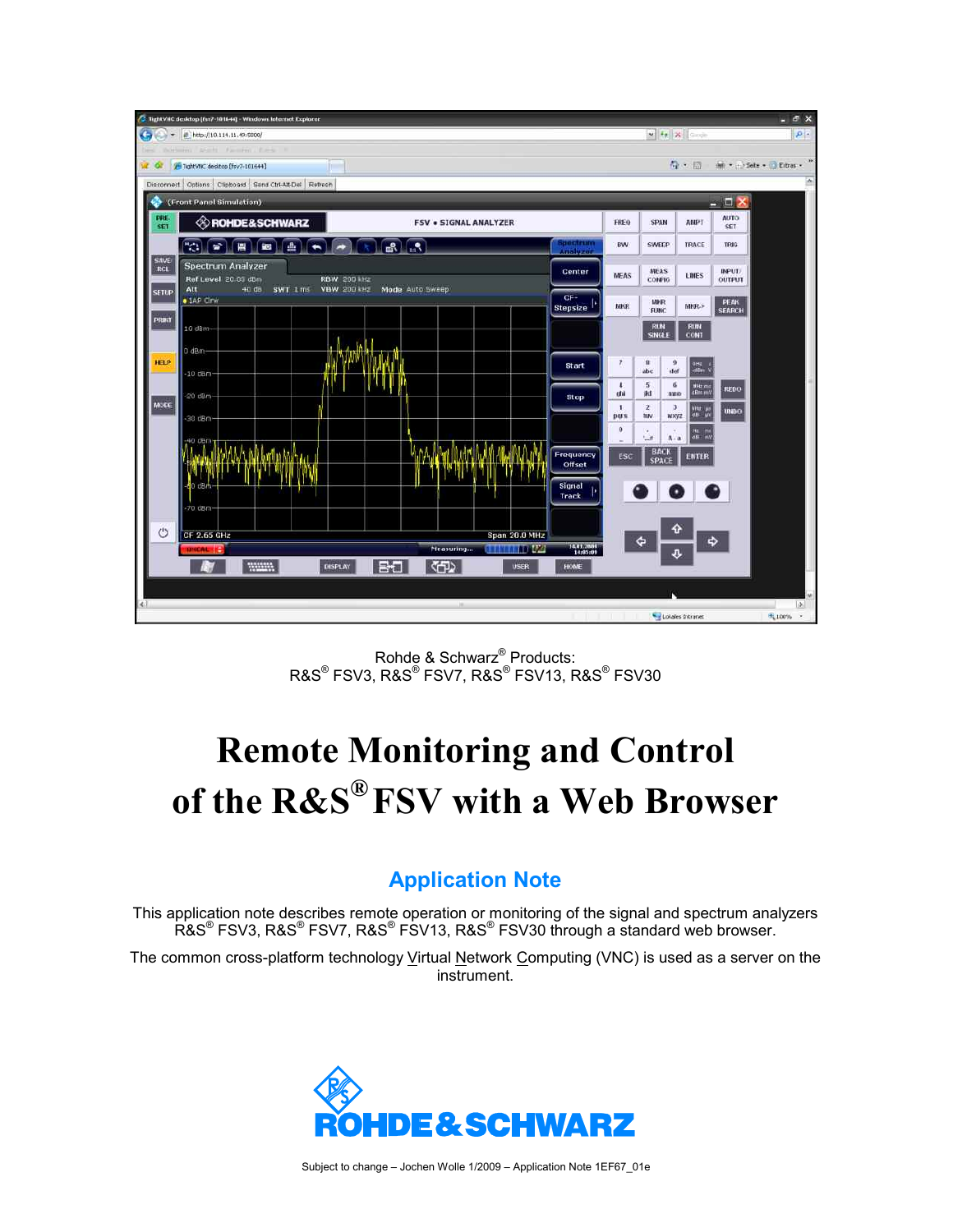Rohde & Schwarz® Products:
R&S® FSV3, R&S® FSV7, R&S® FSV13, R&S® FSV30

# Remote Monitoring and Control of the R&S® FSV with a Web Browser

## Application Note

This application note describes remote operation or monitoring of the signal and spectrum analyzers R&S® FSV3, R&S® FSV7, R&S® FSV13, R&S® FSV30 through a standard web browser.

The common cross-platform technology Virtual Network Computing (VNC) is used as a server on the instrument.

Subject to change – Jochen Wolle 1/2009 – Application Note 1EF67_01e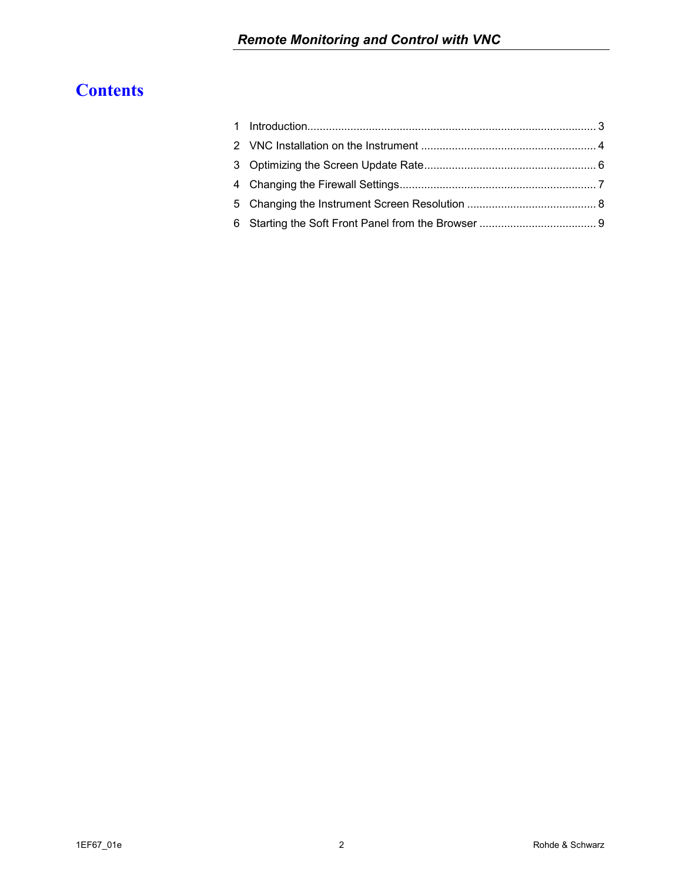# Contents

1 Introduction ................................................................................................ 3

2 VNC Installation on the Instrument ........................................................ 4

3 Optimizing the Screen Update Rate ........................................................ 6

4 Changing the Firewall Settings ................................................................ 7

5 Changing the Instrument Screen Resolution .......................................... 8

6 Starting the Soft Front Panel from the Browser ...................................... 9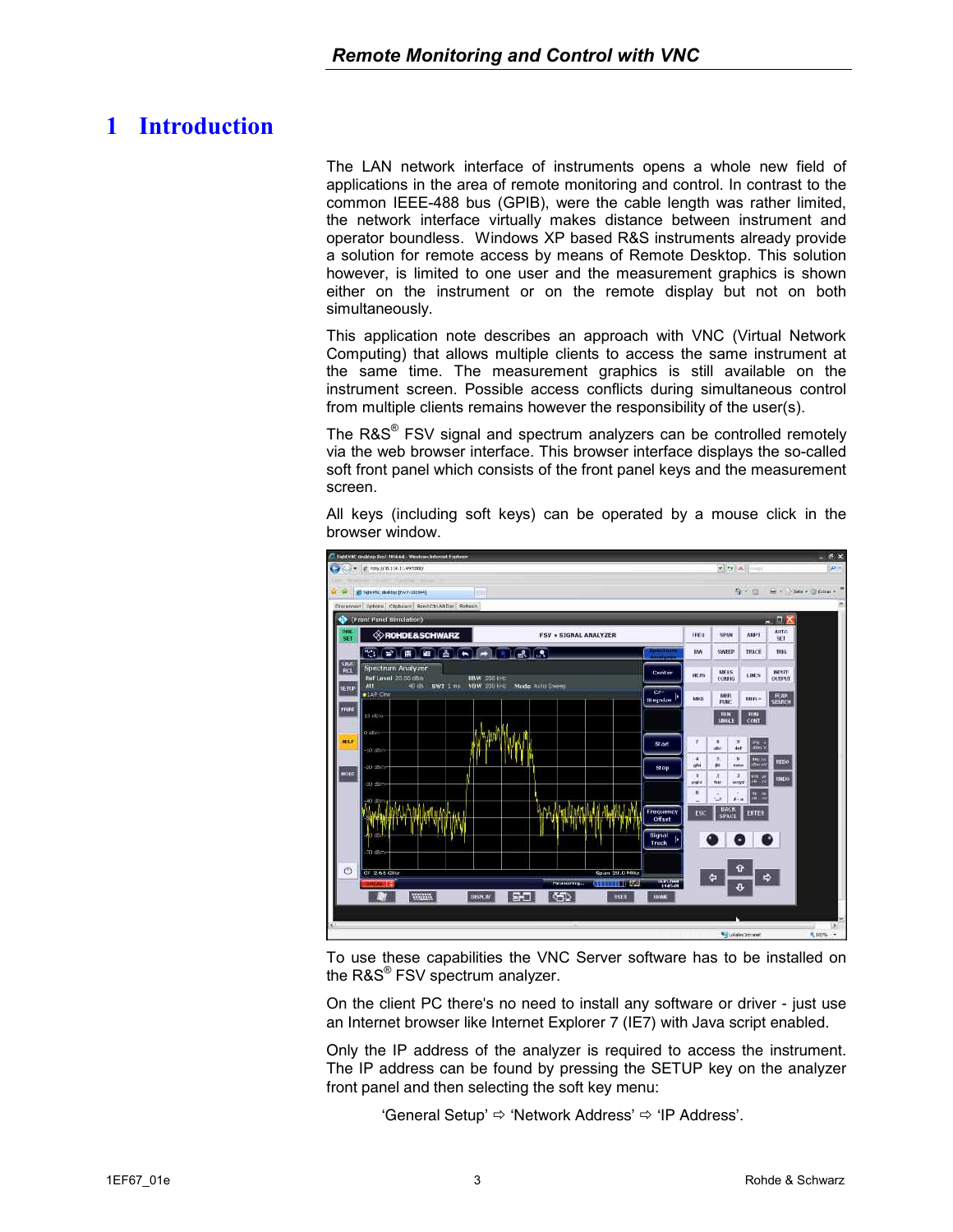# 1 Introduction

The LAN network interface of instruments opens a whole new field of applications in the area of remote monitoring and control. In contrast to the common IEEE-488 bus (GPIB), were the cable length was rather limited, the network interface virtually makes distance between instrument and operator boundless. Windows XP based R&S instruments already provide a solution for remote access by means of Remote Desktop. This solution however, is limited to one user and the measurement graphics is shown either on the instrument or on the remote display but not on both simultaneously.

This application note describes an approach with VNC (Virtual Network Computing) that allows multiple clients to access the same instrument at the same time. The measurement graphics is still available on the instrument screen. Possible access conflicts during simultaneous control from multiple clients remains however the responsibility of the user(s).

The R&S® FSV signal and spectrum analyzers can be controlled remotely via the web browser interface. This browser interface displays the so-called soft front panel which consists of the front panel keys and the measurement screen.

All keys (including soft keys) can be operated by a mouse click in the browser window.

To use these capabilities the VNC Server software has to be installed on the R&S® FSV spectrum analyzer.

On the client PC there's no need to install any software or driver - just use an Internet browser like Internet Explorer 7 (IE7) with Java script enabled.

Only the IP address of the analyzer is required to access the instrument. The IP address can be found by pressing the SETUP key on the analyzer front panel and then selecting the soft key menu:

'General Setup' ⇨ 'Network Address' ⇨ 'IP Address'.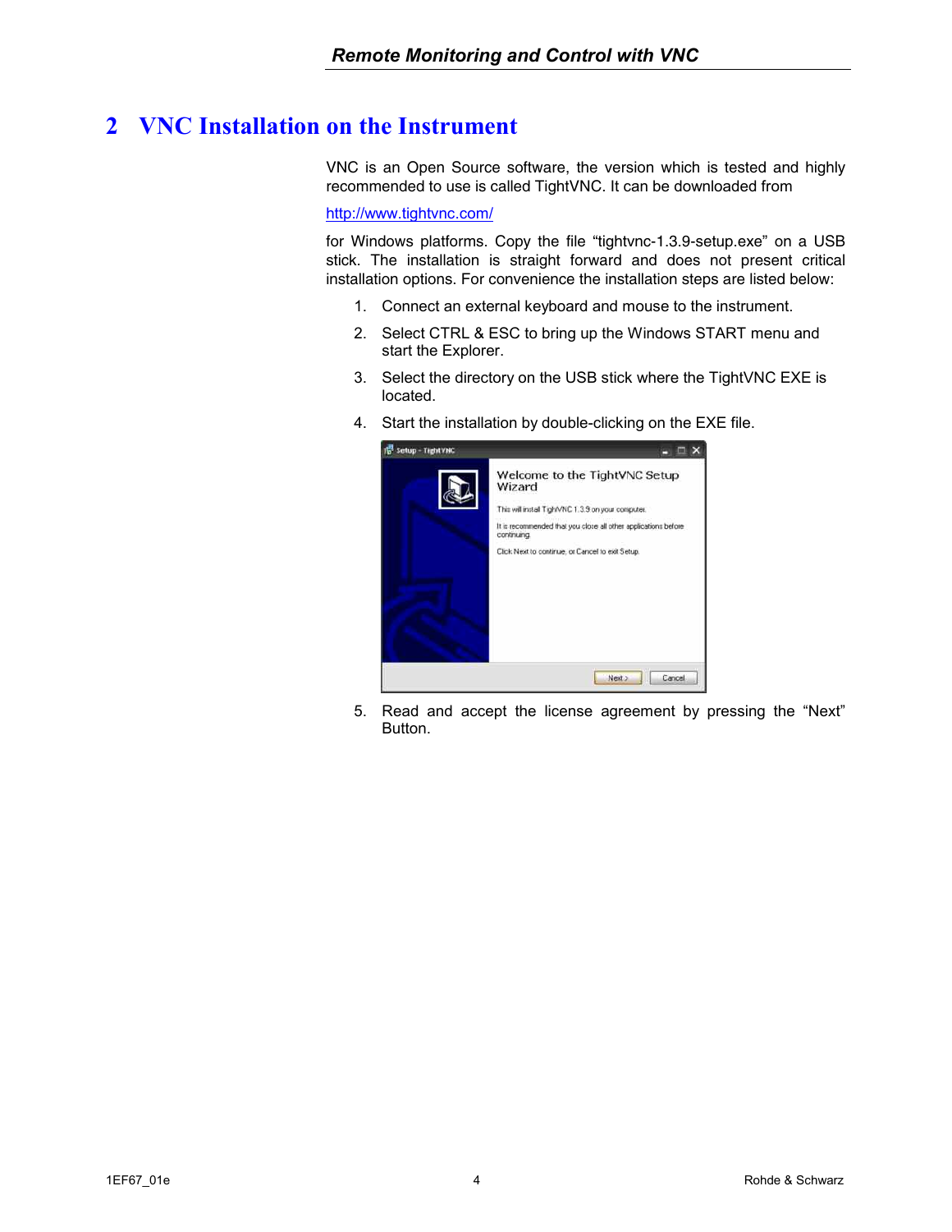# 2 VNC Installation on the Instrument

VNC is an Open Source software, the version which is tested and highly recommended to use is called TightVNC. It can be downloaded from

http://www.tightvnc.com/

for Windows platforms. Copy the file “tightvnc-1.3.9-setup.exe” on a USB stick. The installation is straight forward and does not present critical installation options. For convenience the installation steps are listed below:

1. Connect an external keyboard and mouse to the instrument.
2. Select CTRL & ESC to bring up the Windows START menu and start the Explorer.
3. Select the directory on the USB stick where the TightVNC EXE is located.
4. Start the installation by double-clicking on the EXE file.
5. Read and accept the license agreement by pressing the “Next” Button.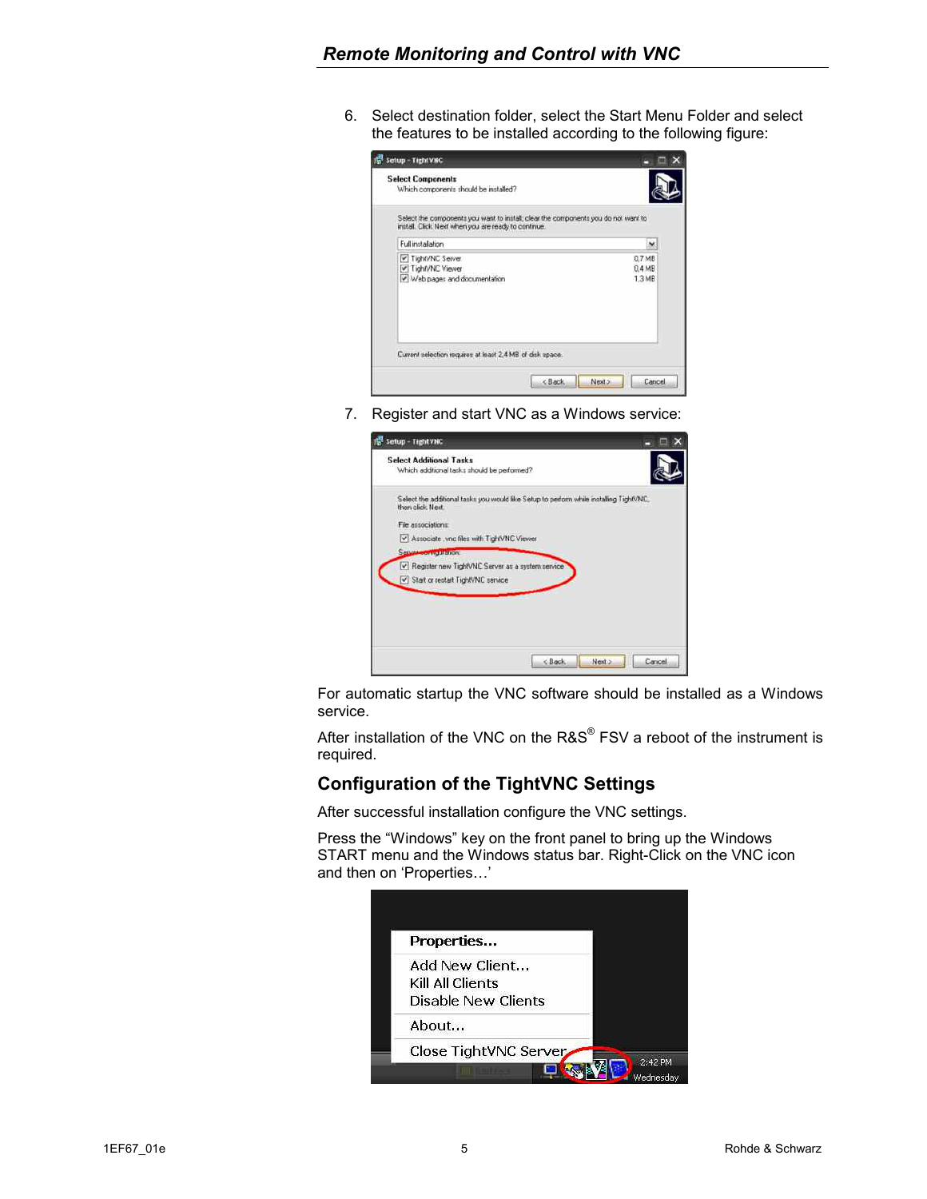6. Select destination folder, select the Start Menu Folder and select the features to be installed according to the following figure:

7. Register and start VNC as a Windows service:

For automatic startup the VNC software should be installed as a Windows service.

After installation of the VNC on the R&S® FSV a reboot of the instrument is required.

## Configuration of the TightVNC Settings

After successful installation configure the VNC settings.

Press the “Windows” key on the front panel to bring up the Windows START menu and the Windows status bar. Right-Click on the VNC icon and then on ‘Properties…’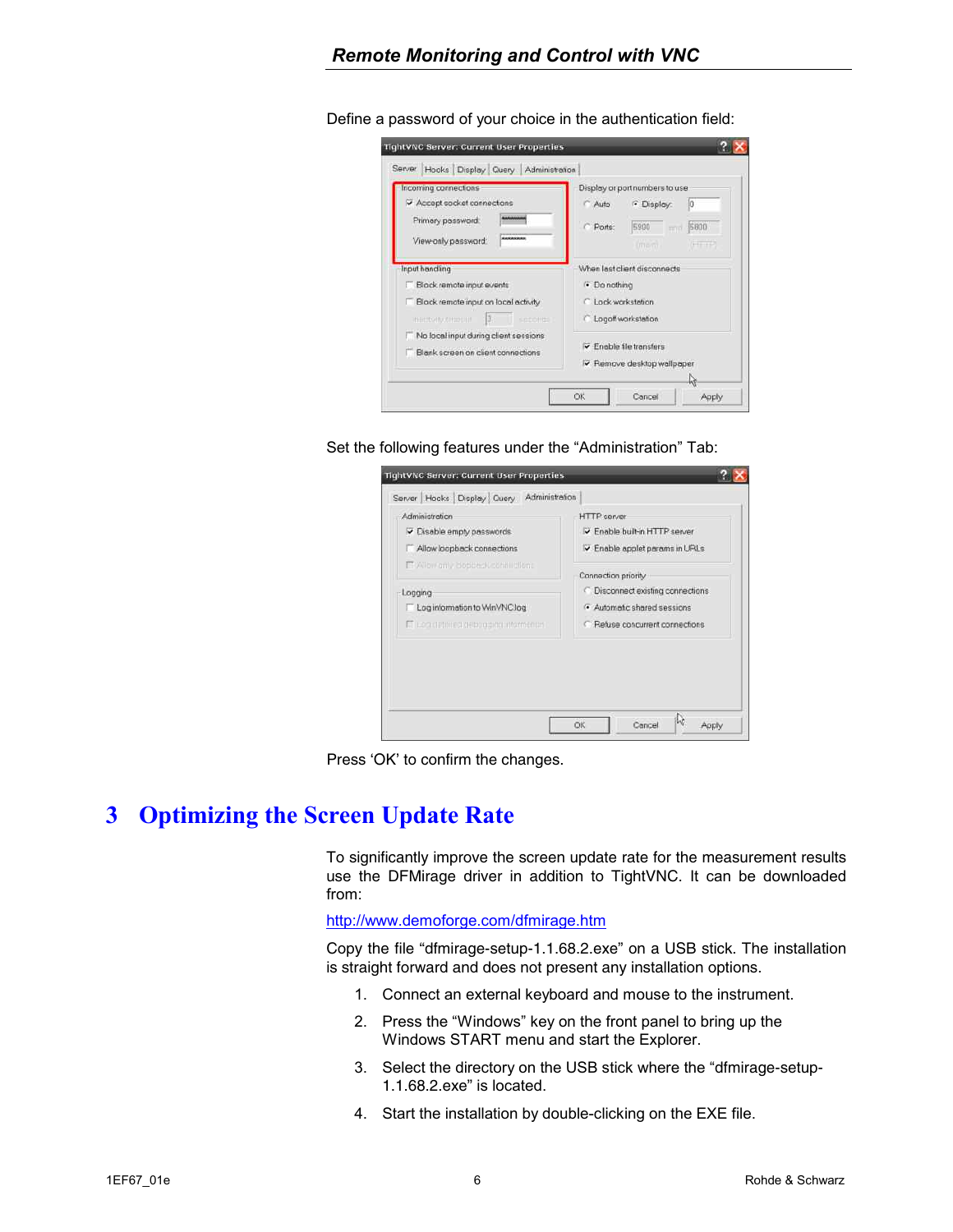Define a password of your choice in the authentication field:

Set the following features under the “Administration” Tab:

Press ‘OK’ to confirm the changes.

# 3 Optimizing the Screen Update Rate

To significantly improve the screen update rate for the measurement results use the DFMirage driver in addition to TightVNC. It can be downloaded from:

http://www.demoforge.com/dfmirage.htm

Copy the file “dfmirage-setup-1.1.68.2.exe” on a USB stick. The installation is straight forward and does not present any installation options.

1. Connect an external keyboard and mouse to the instrument.
2. Press the “Windows” key on the front panel to bring up the Windows START menu and start the Explorer.
3. Select the directory on the USB stick where the “dfmirage-setup-1.1.68.2.exe” is located.
4. Start the installation by double-clicking on the EXE file.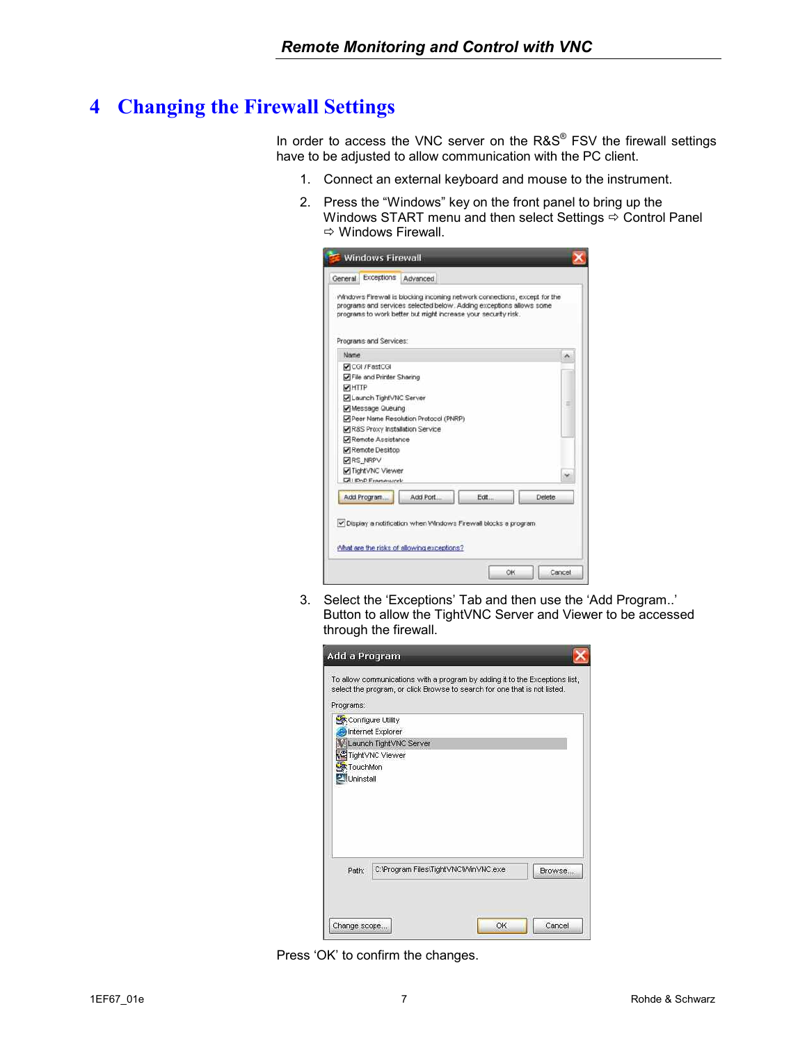# 4 Changing the Firewall Settings

In order to access the VNC server on the R&S® FSV the firewall settings have to be adjusted to allow communication with the PC client.

1. Connect an external keyboard and mouse to the instrument.
2. Press the "Windows" key on the front panel to bring up the Windows START menu and then select Settings ⇨ Control Panel ⇨ Windows Firewall.
3. Select the 'Exceptions' Tab and then use the 'Add Program..' Button to allow the TightVNC Server and Viewer to be accessed through the firewall.

Press 'OK' to confirm the changes.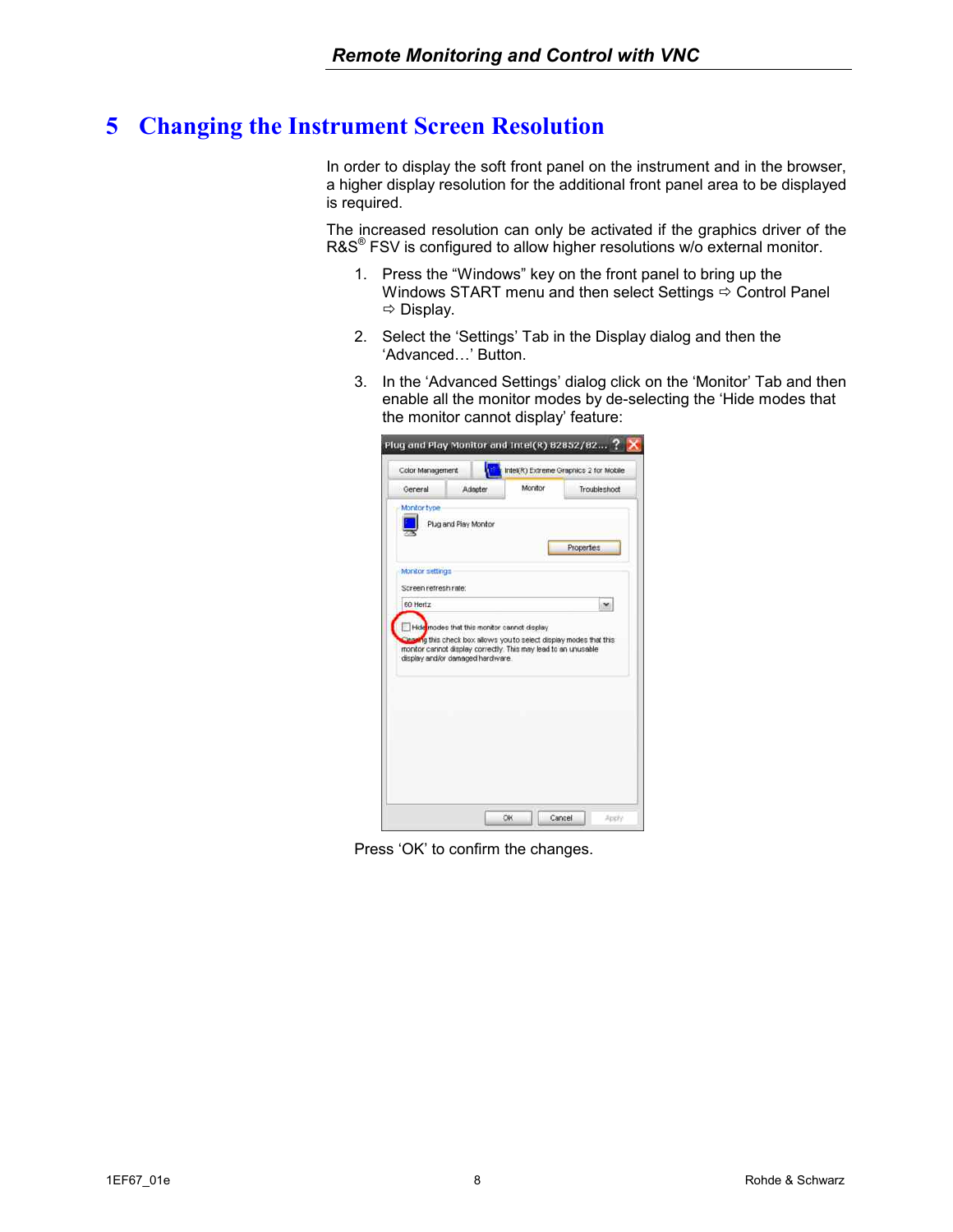# 5 Changing the Instrument Screen Resolution

In order to display the soft front panel on the instrument and in the browser, a higher display resolution for the additional front panel area to be displayed is required.

The increased resolution can only be activated if the graphics driver of the R&S® FSV is configured to allow higher resolutions w/o external monitor.

1. Press the "Windows" key on the front panel to bring up the Windows START menu and then select Settings ⇨ Control Panel ⇨ Display.
2. Select the 'Settings' Tab in the Display dialog and then the 'Advanced…' Button.
3. In the 'Advanced Settings' dialog click on the 'Monitor' Tab and then enable all the monitor modes by de-selecting the 'Hide modes that the monitor cannot display' feature:

Press 'OK' to confirm the changes.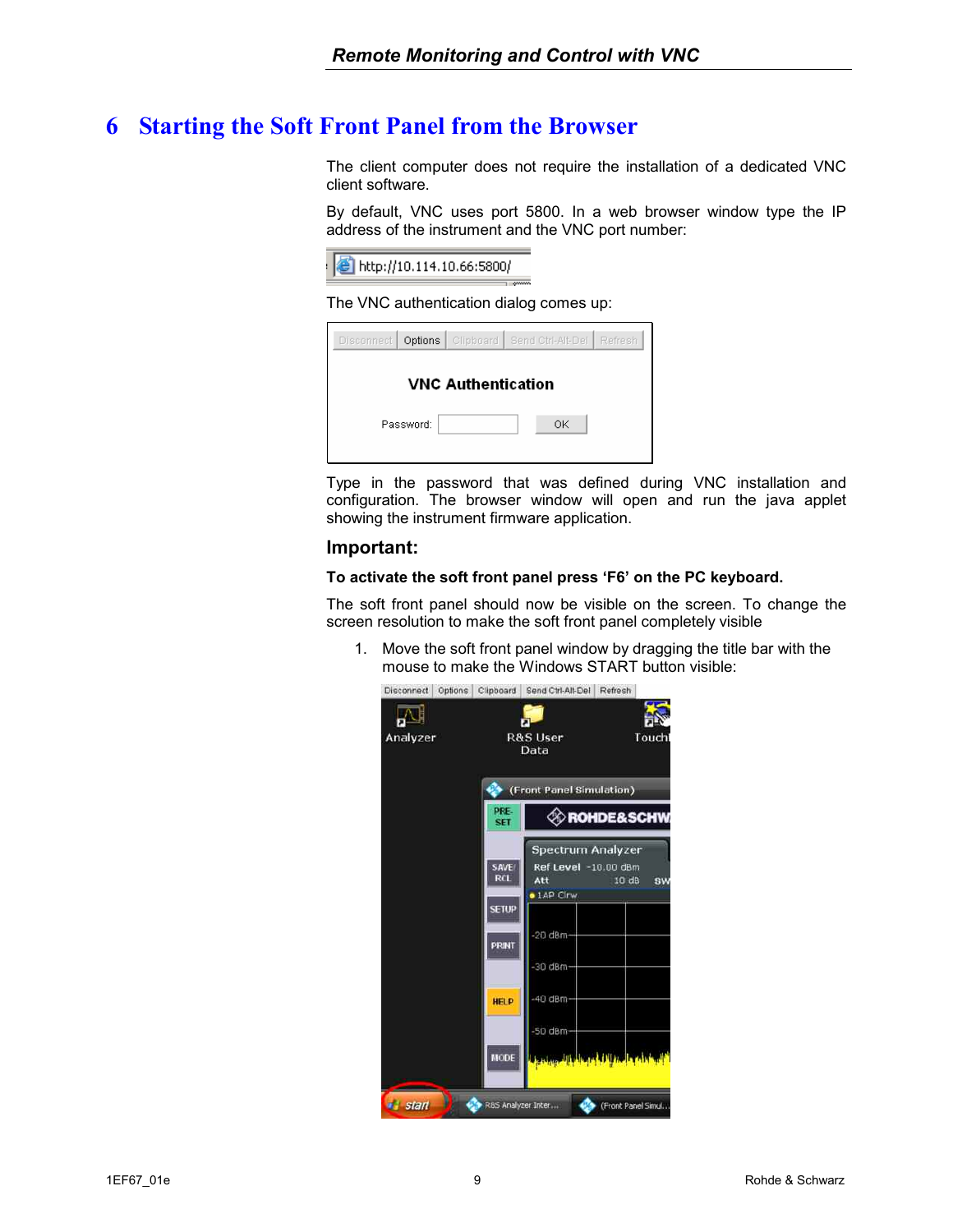# 6 Starting the Soft Front Panel from the Browser

The client computer does not require the installation of a dedicated VNC client software.

By default, VNC uses port 5800. In a web browser window type the IP address of the instrument and the VNC port number:

The VNC authentication dialog comes up:

Type in the password that was defined during VNC installation and configuration. The browser window will open and run the java applet showing the instrument firmware application.

## Important:

**To activate the soft front panel press 'F6' on the PC keyboard.**

The soft front panel should now be visible on the screen. To change the screen resolution to make the soft front panel completely visible

1. Move the soft front panel window by dragging the title bar with the mouse to make the Windows START button visible: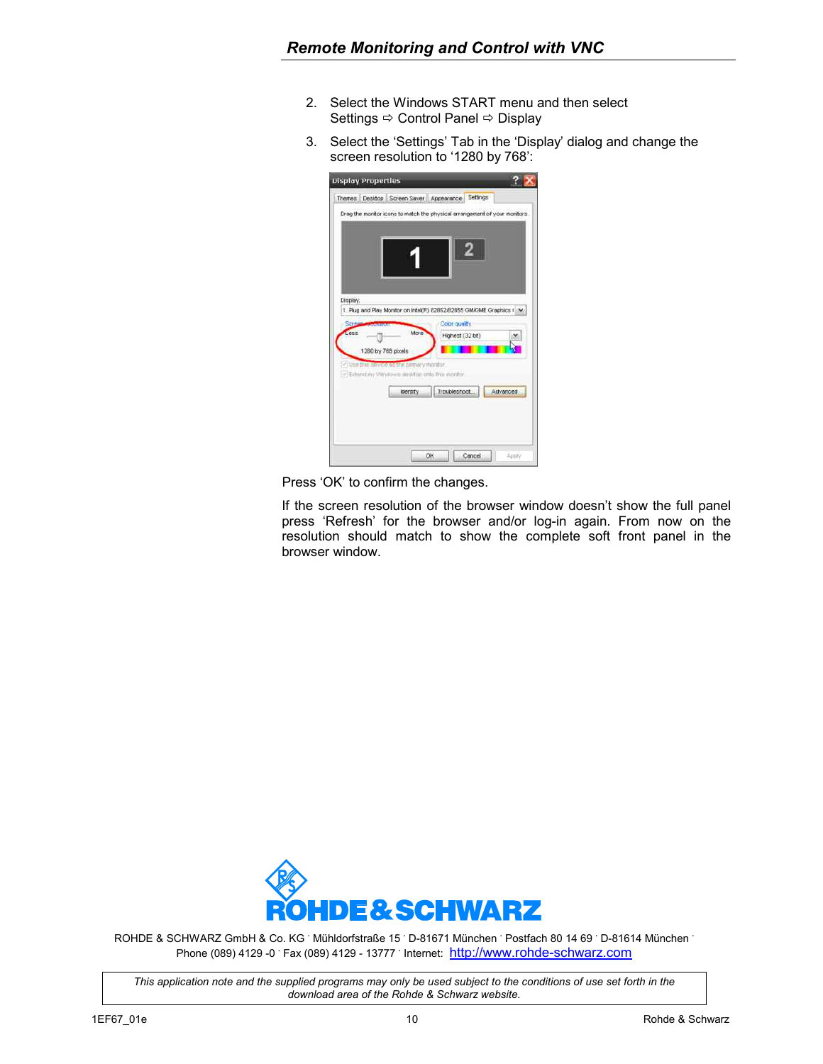2. Select the Windows START menu and then select Settings ⇨ Control Panel ⇨ Display
3. Select the 'Settings' Tab in the 'Display' dialog and change the screen resolution to '1280 by 768':

Press 'OK' to confirm the changes.

If the screen resolution of the browser window doesn't show the full panel press 'Refresh' for the browser and/or log-in again. From now on the resolution should match to show the complete soft front panel in the browser window.

ROHDE & SCHWARZ GmbH & Co. KG · Mühldorfstraße 15 · D-81671 München · Postfach 80 14 69 · D-81614 München · Phone (089) 4129 -0 · Fax (089) 4129 - 13777 · Internet: http://www.rohde-schwarz.com

*This application note and the supplied programs may only be used subject to the conditions of use set forth in the download area of the Rohde & Schwarz website.*